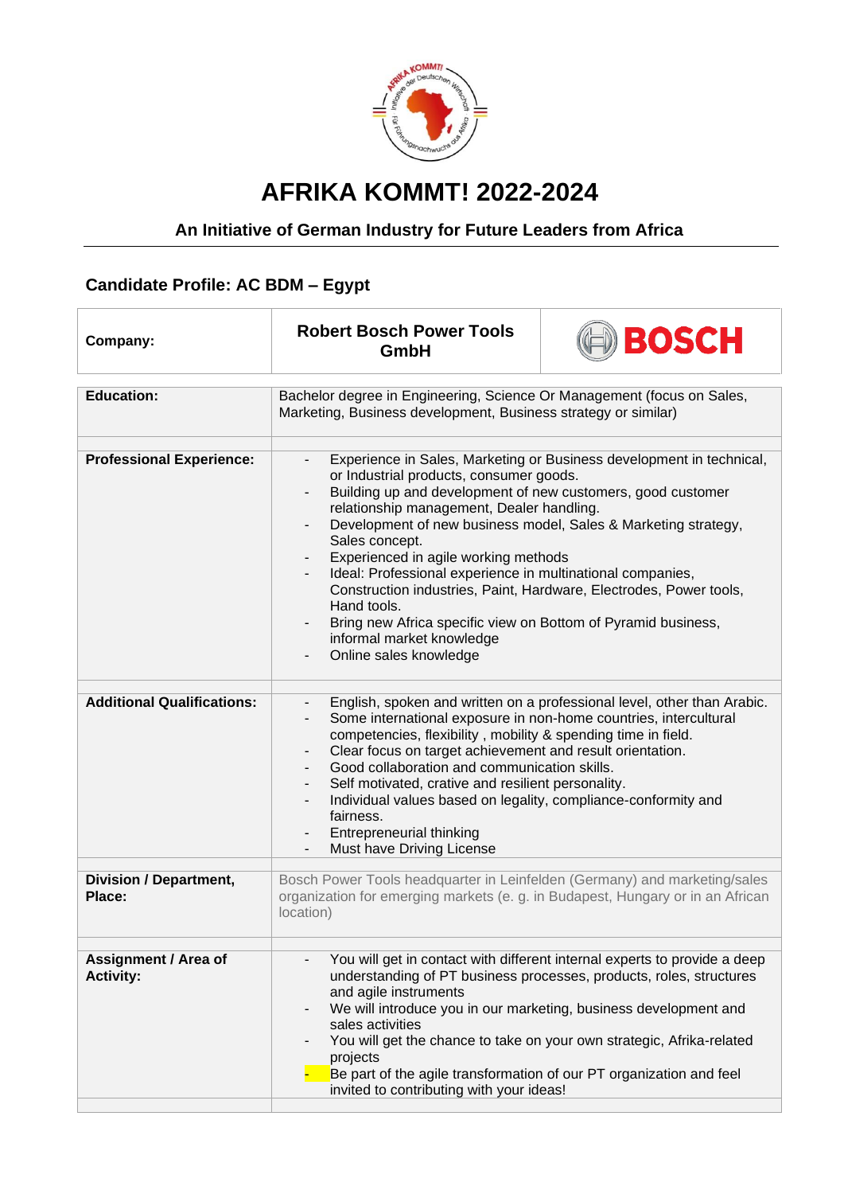# AFRIKA KOMMT! 2022-2024

## An Initiative of German Industry for Future Leaders from Africa

### Candidate Profile: AC BDM – Egypt

| Company: | Robert Bosch Power Tools GmbH | BOSCH |
|---|---|---|

| | |
|---|---|
| **Education:** | Bachelor degree in Engineering, Science Or Management (focus on Sales, Marketing, Business development, Business strategy or similar) |
| **Professional Experience:** | - Experience in Sales, Marketing or Business development in technical, or Industrial products, consumer goods.<br>- Building up and development of new customers, good customer relationship management, Dealer handling.<br>- Development of new business model, Sales & Marketing strategy, Sales concept.<br>- Experienced in agile working methods<br>- Ideal: Professional experience in multinational companies, Construction industries, Paint, Hardware, Electrodes, Power tools, Hand tools.<br>- Bring new Africa specific view on Bottom of Pyramid business, informal market knowledge<br>- Online sales knowledge |
| **Additional Qualifications:** | - English, spoken and written on a professional level, other than Arabic.<br>- Some international exposure in non-home countries, intercultural competencies, flexibility , mobility & spending time in field.<br>- Clear focus on target achievement and result orientation.<br>- Good collaboration and communication skills.<br>- Self motivated, crative and resilient personality.<br>- Individual values based on legality, compliance-conformity and fairness.<br>- Entrepreneurial thinking<br>- Must have Driving License |
| **Division / Department, Place:** | Bosch Power Tools headquarter in Leinfelden (Germany) and marketing/sales organization for emerging markets (e. g. in Budapest, Hungary or in an African location) |
| **Assignment / Area of Activity:** | - You will get in contact with different internal experts to provide a deep understanding of PT business processes, products, roles, structures and agile instruments<br>- We will introduce you in our marketing, business development and sales activities<br>- You will get the chance to take on your own strategic, Afrika-related projects<br>- Be part of the agile transformation of our PT organization and feel invited to contributing with your ideas! |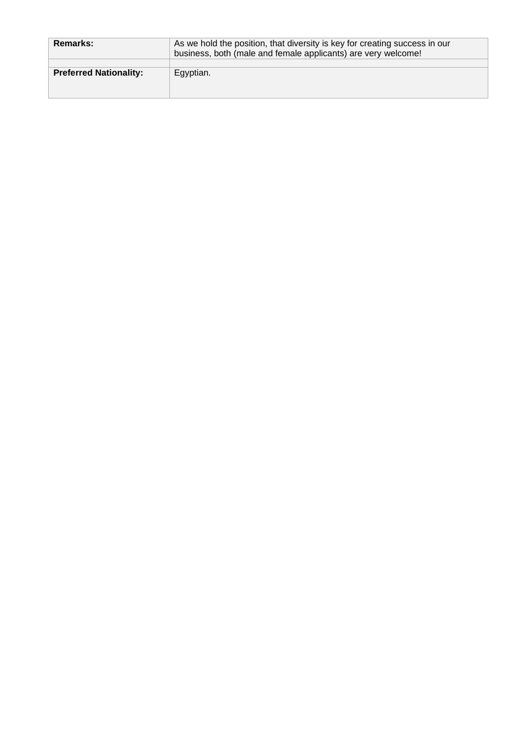| | |
|---|---|
| **Remarks:** | As we hold the position, that diversity is key for creating success in our business, both (male and female applicants) are very welcome! |
| | |
| **Preferred Nationality:** | Egyptian. |